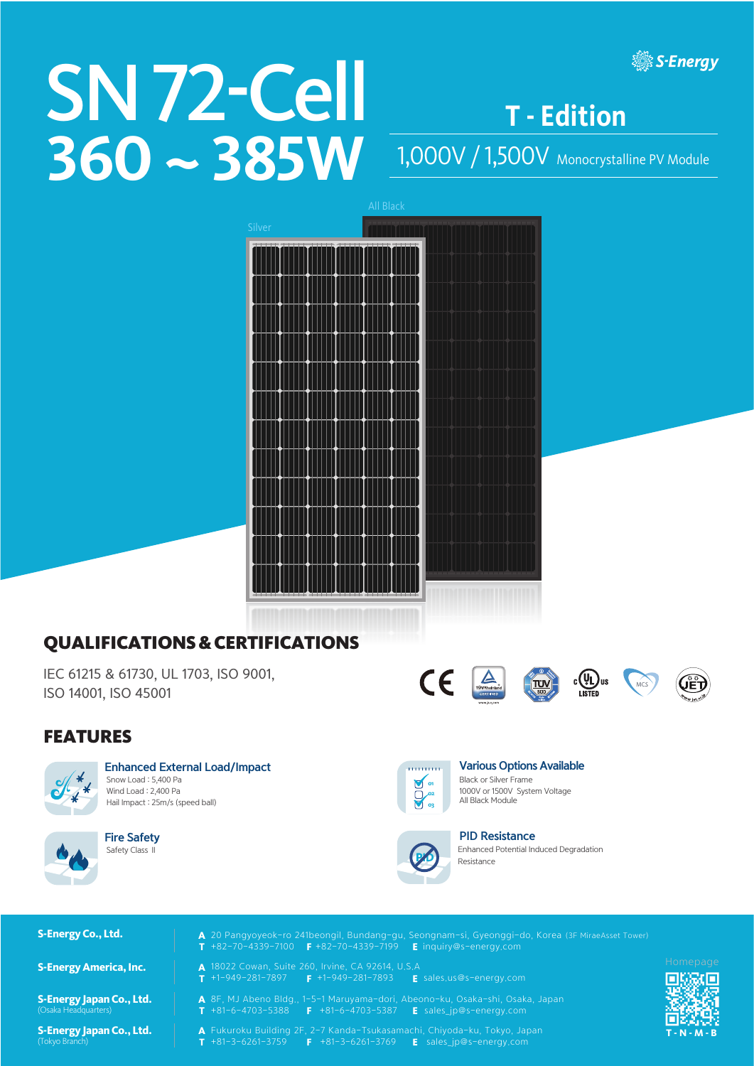# SN 72-Cell 360 ~ 385W

S-Energy

## T - Edition

1,000V / 1,500V Monocrystalline PV Module

All Black

Silver

## QUALIFICATIONS & CERTIFICATIONS

IEC 61215 & 61730, UL 1703, ISO 9001, ISO 14001, ISO 45001

## FEATURES

### Enhanced External Load/Impact

Snow Load : 5,400 Pa
Wind Load : 2,400 Pa
Hail Impact : 25m/s (speed ball)

### Various Options Available

Black or Silver Frame
1000V or 1500V System Voltage
All Black Module

### Fire Safety

Safety Class Ⅱ

### PID Resistance

Enhanced Potential Induced Degradation Resistance

---

**S-Energy Co., Ltd.**
A 20 Pangyoyeok-ro 241beongil, Bundang-gu, Seongnam-si, Gyeonggi-do, Korea (3F MiraeAsset Tower)
T +82-70-4339-7100 F +82-70-4339-7199 E inquiry@s-energy.com

**S-Energy America, Inc.**
A 18022 Cowan, Suite 260, Irvine, CA 92614, U.S.A
T +1-949-281-7897 F +1-949-281-7893 E sales.us@s-energy.com

**S-Energy Japan Co., Ltd.** (Osaka Headquarters)
A 8F, MJ Abeno Bldg., 1-5-1 Maruyama-dori, Abeono-ku, Osaka-shi, Osaka, Japan
T +81-6-4703-5388 F +81-6-4703-5387 E sales_jp@s-energy.com

**S-Energy Japan Co., Ltd.** (Tokyo Branch)
A Fukuroku Building 2F, 2-7 Kanda-Tsukasamachi, Chiyoda-ku, Tokyo, Japan
T +81-3-6261-3759 F +81-3-6261-3769 E sales_jp@s-energy.com

Homepage

T-N-M-B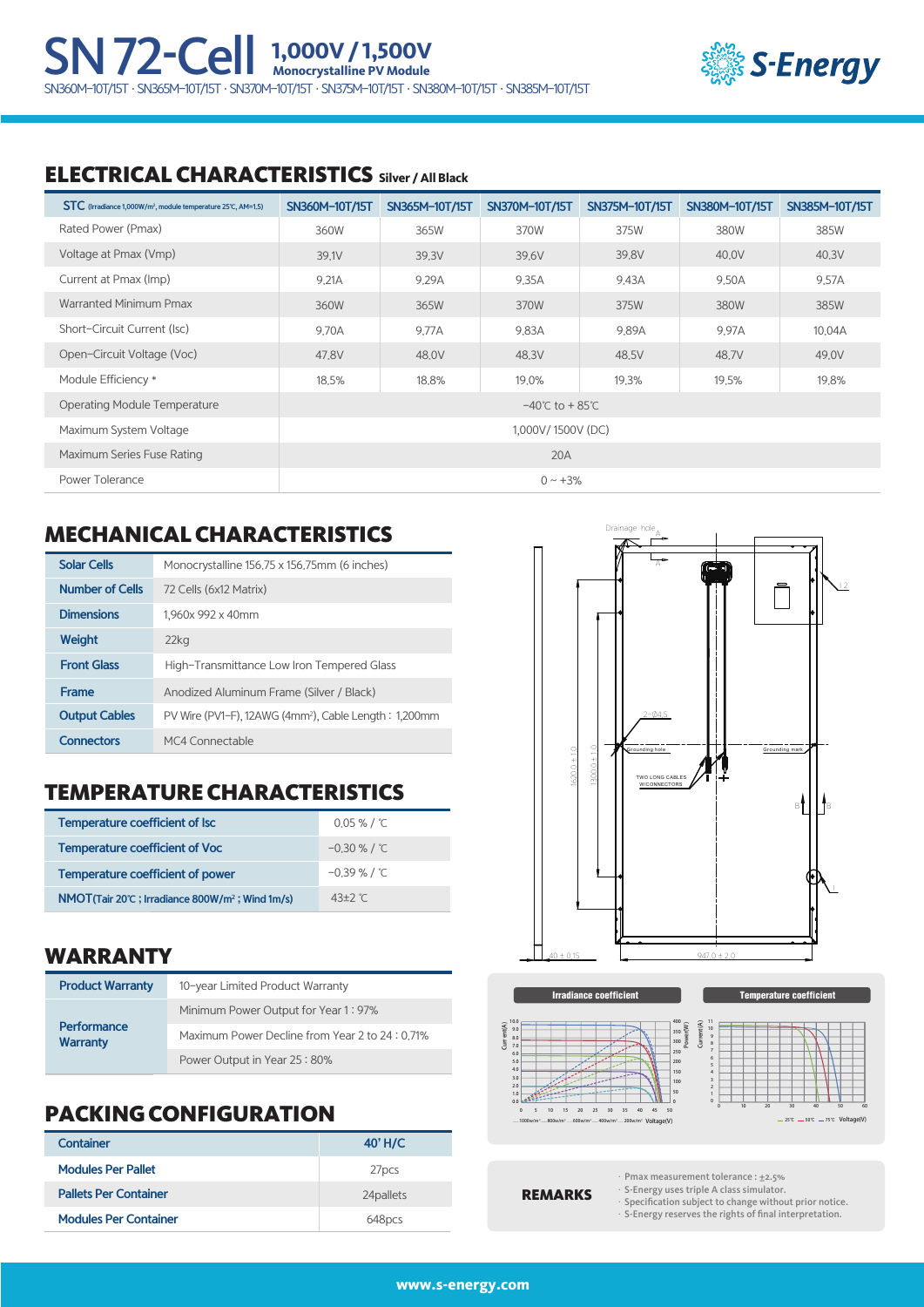# SN 72-Cell 1,000V / 1,500V

**Monocrystalline PV Module**

SN360M-10T/15T · SN365M-10T/15T · SN370M-10T/15T · SN375M-10T/15T · SN380M-10T/15T · SN385M-10T/15T

S-Energy

## ELECTRICAL CHARACTERISTICS Silver / All Black

| STC (Irradiance 1,000W/m², module temperature 25℃, AM=1.5) | SN360M-10T/15T | SN365M-10T/15T | SN370M-10T/15T | SN375M-10T/15T | SN380M-10T/15T | SN385M-10T/15T |
|---|---|---|---|---|---|---|
| Rated Power (Pmax) | 360W | 365W | 370W | 375W | 380W | 385W |
| Voltage at Pmax (Vmp) | 39.1V | 39.3V | 39.6V | 39.8V | 40.0V | 40.3V |
| Current at Pmax (Imp) | 9.21A | 9.29A | 9.35A | 9.43A | 9.50A | 9.57A |
| Warranted Minimum Pmax | 360W | 365W | 370W | 375W | 380W | 385W |
| Short-Circuit Current (Isc) | 9.70A | 9.77A | 9.83A | 9.89A | 9.97A | 10.04A |
| Open-Circuit Voltage (Voc) | 47.8V | 48.0V | 48.3V | 48.5V | 48.7V | 49.0V |
| Module Efficiency * | 18.5% | 18.8% | 19.0% | 19.3% | 19.5% | 19.8% |
| Operating Module Temperature | -40℃ to + 85℃ | | | | | |
| Maximum System Voltage | 1,000V/ 1500V (DC) | | | | | |
| Maximum Series Fuse Rating | 20A | | | | | |
| Power Tolerance | 0 ~ +3% | | | | | |

## MECHANICAL CHARACTERISTICS

| | |
|---|---|
| Solar Cells | Monocrystalline 156.75 x 156.75mm (6 inches) |
| Number of Cells | 72 Cells (6x12 Matrix) |
| Dimensions | 1,960x 992 x 40mm |
| Weight | 22kg |
| Front Glass | High-Transmittance Low Iron Tempered Glass |
| Frame | Anodized Aluminum Frame (Silver / Black) |
| Output Cables | PV Wire (PV1-F), 12AWG (4mm²), Cable Length : 1,200mm |
| Connectors | MC4 Connectable |

Drainage hole
A
A
L2
2-Ø4.5
Grounding hole
Grounding mark
TWO LONG CABLES W/CONNECTORS
1620.0 ± 1.0
1300.0 ± 1.0
B
B
L
40 ± 0.15
947.0 ± 2.0

## TEMPERATURE CHARACTERISTICS

| | |
|---|---|
| Temperature coefficient of Isc | 0.05 % / ℃ |
| Temperature coefficient of Voc | -0.30 % / ℃ |
| Temperature coefficient of power | -0.39 % / ℃ |
| NMOT(Tair 20℃ ; Irradiance 800W/m² ; Wind 1m/s) | 43±2 ℃ |

Irradiance coefficient

Current(A)
Power(W)
1000w/m² 800w/m² 600w/m² 400w/m² 200w/m² Voltage(V)

Temperature coefficient

Current(A)
25℃ 50℃ 75℃ Voltage(V)

## WARRANTY

| | |
|---|---|
| Product Warranty | 10-year Limited Product Warranty |
| Performance Warranty | Minimum Power Output for Year 1 : 97% |
| | Maximum Power Decline from Year 2 to 24 : 0.71% |
| | Power Output in Year 25 : 80% |

## PACKING CONFIGURATION

| Container | 40' H/C |
|---|---|
| Modules Per Pallet | 27pcs |
| Pallets Per Container | 24pallets |
| Modules Per Container | 648pcs |

**REMARKS**

- Pmax measurement tolerance : ±2.5%
- S-Energy uses triple A class simulator.
- Specification subject to change without prior notice.
- S-Energy reserves the rights of final interpretation.

www.s-energy.com